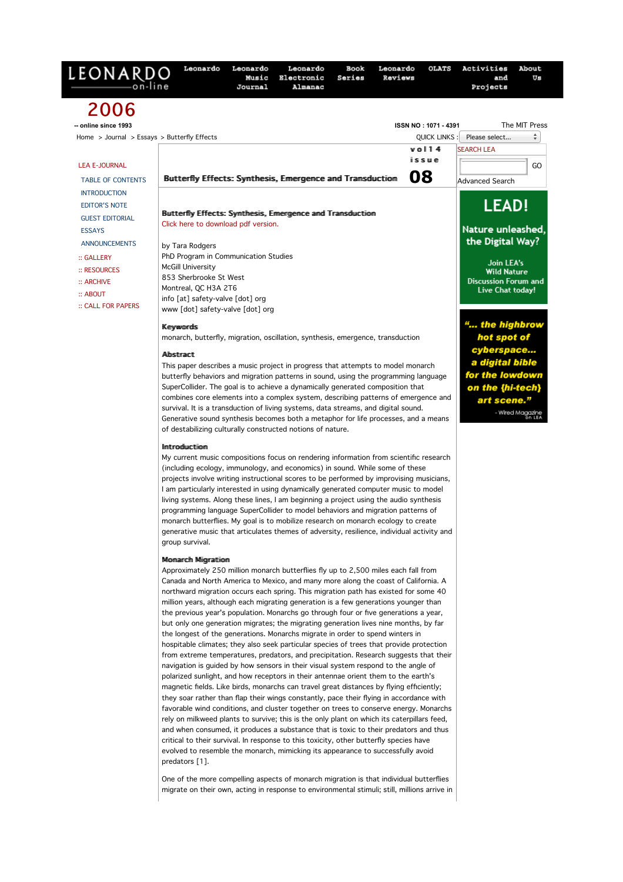# Butterfly Effects: Synthesis, Emergence and Transduction

Click here to download pdf version.

by Tara Rodgers
PhD Program in Communication Studies
McGill University
853 Sherbrooke St West
Montreal, QC H3A 2T6
info [at] safety-valve [dot] org
www [dot] safety-valve [dot] org

**Keywords**

monarch, butterfly, migration, oscillation, synthesis, emergence, transduction

**Abstract**

This paper describes a music project in progress that attempts to model monarch butterfly behaviors and migration patterns in sound, using the programming language SuperCollider. The goal is to achieve a dynamically generated composition that combines core elements into a complex system, describing patterns of emergence and survival. It is a transduction of living systems, data streams, and digital sound. Generative sound synthesis becomes both a metaphor for life processes, and a means of destabilizing culturally constructed notions of nature.

## Introduction

My current music compositions focus on rendering information from scientific research (including ecology, immunology, and economics) in sound. While some of these projects involve writing instructional scores to be performed by improvising musicians, I am particularly interested in using dynamically generated computer music to model living systems. Along these lines, I am beginning a project using the audio synthesis programming language SuperCollider to model behaviors and migration patterns of monarch butterflies. My goal is to mobilize research on monarch ecology to create generative music that articulates themes of adversity, resilience, individual activity and group survival.

## Monarch Migration

Approximately 250 million monarch butterflies fly up to 2,500 miles each fall from Canada and North America to Mexico, and many more along the coast of California. A northward migration occurs each spring. This migration path has existed for some 40 million years, although each migrating generation is a few generations younger than the previous year's population. Monarchs go through four or five generations a year, but only one generation migrates; the migrating generation lives nine months, by far the longest of the generations. Monarchs migrate in order to spend winters in hospitable climates; they also seek particular species of trees that provide protection from extreme temperatures, predators, and precipitation. Research suggests that their navigation is guided by how sensors in their visual system respond to the angle of polarized sunlight, and how receptors in their antennae orient them to the earth's magnetic fields. Like birds, monarchs can travel great distances by flying efficiently; they soar rather than flap their wings constantly, pace their flying in accordance with favorable wind conditions, and cluster together on trees to conserve energy. Monarchs rely on milkweed plants to survive; this is the only plant on which its caterpillars feed, and when consumed, it produces a substance that is toxic to their predators and thus critical to their survival. In response to this toxicity, other butterfly species have evolved to resemble the monarch, mimicking its appearance to successfully avoid predators [1].

One of the more compelling aspects of monarch migration is that individual butterflies migrate on their own, acting in response to environmental stimuli; still, millions arrive in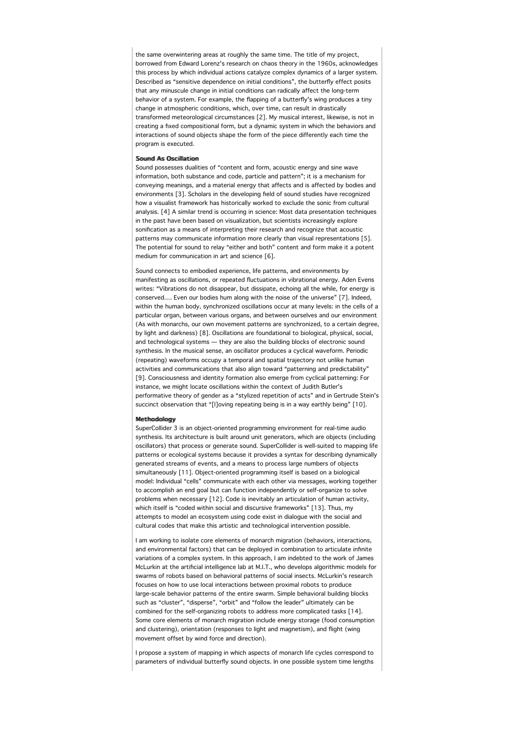the same overwintering areas at roughly the same time. The title of my project, borrowed from Edward Lorenz's research on chaos theory in the 1960s, acknowledges this process by which individual actions catalyze complex dynamics of a larger system. Described as "sensitive dependence on initial conditions", the butterfly effect posits that any minuscule change in initial conditions can radically affect the long-term behavior of a system. For example, the flapping of a butterfly's wing produces a tiny change in atmospheric conditions, which, over time, can result in drastically transformed meteorological circumstances [2]. My musical interest, likewise, is not in creating a fixed compositional form, but a dynamic system in which the behaviors and interactions of sound objects shape the form of the piece differently each time the program is executed.

### Sound As Oscillation

Sound possesses dualities of "content and form, acoustic energy and sine wave information, both substance and code, particle and pattern"; it is a mechanism for conveying meanings, and a material energy that affects and is affected by bodies and environments [3]. Scholars in the developing field of sound studies have recognized how a visualist framework has historically worked to exclude the sonic from cultural analysis. [4] A similar trend is occurring in science: Most data presentation techniques in the past have been based on visualization, but scientists increasingly explore sonification as a means of interpreting their research and recognize that acoustic patterns may communicate information more clearly than visual representations [5]. The potential for sound to relay "either and both" content and form make it a potent medium for communication in art and science [6].

Sound connects to embodied experience, life patterns, and environments by manifesting as oscillations, or repeated fluctuations in vibrational energy. Aden Evens writes: "Vibrations do not disappear, but dissipate, echoing all the while, for energy is conserved.... Even our bodies hum along with the noise of the universe" [7]. Indeed, within the human body, synchronized oscillations occur at many levels: in the cells of a particular organ, between various organs, and between ourselves and our environment (As with monarchs, our own movement patterns are synchronized, to a certain degree, by light and darkness) [8]. Oscillations are foundational to biological, physical, social, and technological systems — they are also the building blocks of electronic sound synthesis. In the musical sense, an oscillator produces a cyclical waveform. Periodic (repeating) waveforms occupy a temporal and spatial trajectory not unlike human activities and communications that also align toward "patterning and predictability" [9]. Consciousness and identity formation also emerge from cyclical patterning: For instance, we might locate oscillations within the context of Judith Butler's performative theory of gender as a "stylized repetition of acts" and in Gertrude Stein's succinct observation that "[l]oving repeating being is in a way earthly being" [10].

### Methodology

SuperCollider 3 is an object-oriented programming environment for real-time audio synthesis. Its architecture is built around unit generators, which are objects (including oscillators) that process or generate sound. SuperCollider is well-suited to mapping life patterns or ecological systems because it provides a syntax for describing dynamically generated streams of events, and a means to process large numbers of objects simultaneously [11]. Object-oriented programming itself is based on a biological model: Individual "cells" communicate with each other via messages, working together to accomplish an end goal but can function independently or self-organize to solve problems when necessary [12]. Code is inevitably an articulation of human activity, which itself is "coded within social and discursive frameworks" [13]. Thus, my attempts to model an ecosystem using code exist in dialogue with the social and cultural codes that make this artistic and technological intervention possible.

I am working to isolate core elements of monarch migration (behaviors, interactions, and environmental factors) that can be deployed in combination to articulate infinite variations of a complex system. In this approach, I am indebted to the work of James McLurkin at the artificial intelligence lab at M.I.T., who develops algorithmic models for swarms of robots based on behavioral patterns of social insects. McLurkin's research focuses on how to use local interactions between proximal robots to produce large-scale behavior patterns of the entire swarm. Simple behavioral building blocks such as "cluster", "disperse", "orbit" and "follow the leader" ultimately can be combined for the self-organizing robots to address more complicated tasks [14]. Some core elements of monarch migration include energy storage (food consumption and clustering), orientation (responses to light and magnetism), and flight (wing movement offset by wind force and direction).

I propose a system of mapping in which aspects of monarch life cycles correspond to parameters of individual butterfly sound objects. In one possible system time lengths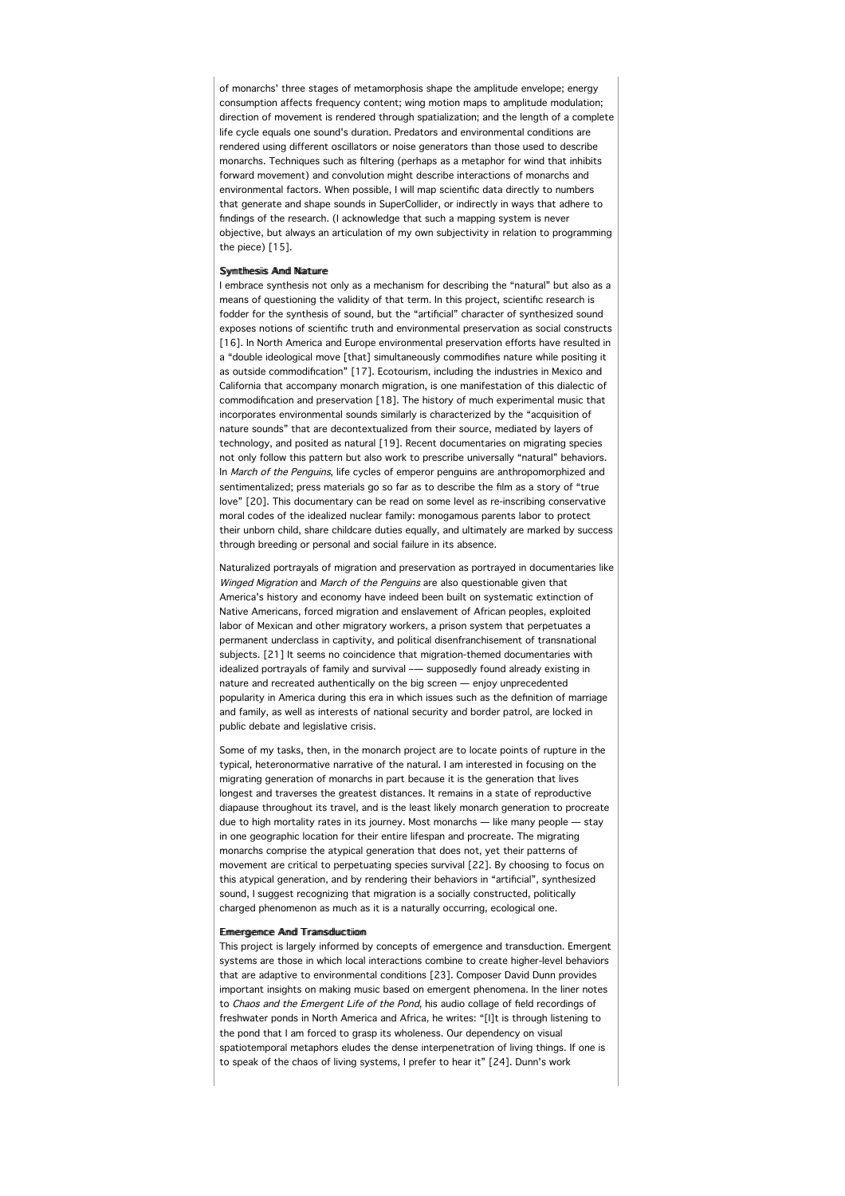of monarchs' three stages of metamorphosis shape the amplitude envelope; energy consumption affects frequency content; wing motion maps to amplitude modulation; direction of movement is rendered through spatialization; and the length of a complete life cycle equals one sound's duration. Predators and environmental conditions are rendered using different oscillators or noise generators than those used to describe monarchs. Techniques such as filtering (perhaps as a metaphor for wind that inhibits forward movement) and convolution might describe interactions of monarchs and environmental factors. When possible, I will map scientific data directly to numbers that generate and shape sounds in SuperCollider, or indirectly in ways that adhere to findings of the research. (I acknowledge that such a mapping system is never objective, but always an articulation of my own subjectivity in relation to programming the piece) [15].

#### Synthesis And Nature

I embrace synthesis not only as a mechanism for describing the "natural" but also as a means of questioning the validity of that term. In this project, scientific research is fodder for the synthesis of sound, but the "artificial" character of synthesized sound exposes notions of scientific truth and environmental preservation as social constructs [16]. In North America and Europe environmental preservation efforts have resulted in a "double ideological move [that] simultaneously commodifies nature while positing it as outside commodification" [17]. Ecotourism, including the industries in Mexico and California that accompany monarch migration, is one manifestation of this dialectic of commodification and preservation [18]. The history of much experimental music that incorporates environmental sounds similarly is characterized by the "acquisition of nature sounds" that are decontextualized from their source, mediated by layers of technology, and posited as natural [19]. Recent documentaries on migrating species not only follow this pattern but also work to prescribe universally "natural" behaviors. In *March of the Penguins*, life cycles of emperor penguins are anthropomorphized and sentimentalized; press materials go so far as to describe the film as a story of "true love" [20]. This documentary can be read on some level as re-inscribing conservative moral codes of the idealized nuclear family: monogamous parents labor to protect their unborn child, share childcare duties equally, and ultimately are marked by success through breeding or personal and social failure in its absence.

Naturalized portrayals of migration and preservation as portrayed in documentaries like *Winged Migration* and *March of the Penguins* are also questionable given that America's history and economy have indeed been built on systematic extinction of Native Americans, forced migration and enslavement of African peoples, exploited labor of Mexican and other migratory workers, a prison system that perpetuates a permanent underclass in captivity, and political disenfranchisement of transnational subjects. [21] It seems no coincidence that migration-themed documentaries with idealized portrayals of family and survival –— supposedly found already existing in nature and recreated authentically on the big screen — enjoy unprecedented popularity in America during this era in which issues such as the definition of marriage and family, as well as interests of national security and border patrol, are locked in public debate and legislative crisis.

Some of my tasks, then, in the monarch project are to locate points of rupture in the typical, heteronormative narrative of the natural. I am interested in focusing on the migrating generation of monarchs in part because it is the generation that lives longest and traverses the greatest distances. It remains in a state of reproductive diapause throughout its travel, and is the least likely monarch generation to procreate due to high mortality rates in its journey. Most monarchs — like many people — stay in one geographic location for their entire lifespan and procreate. The migrating monarchs comprise the atypical generation that does not, yet their patterns of movement are critical to perpetuating species survival [22]. By choosing to focus on this atypical generation, and by rendering their behaviors in "artificial", synthesized sound, I suggest recognizing that migration is a socially constructed, politically charged phenomenon as much as it is a naturally occurring, ecological one.

#### Emergence And Transduction

This project is largely informed by concepts of emergence and transduction. Emergent systems are those in which local interactions combine to create higher-level behaviors that are adaptive to environmental conditions [23]. Composer David Dunn provides important insights on making music based on emergent phenomena. In the liner notes to *Chaos and the Emergent Life of the Pond*, his audio collage of field recordings of freshwater ponds in North America and Africa, he writes: "[I]t is through listening to the pond that I am forced to grasp its wholeness. Our dependency on visual spatiotemporal metaphors eludes the dense interpenetration of living things. If one is to speak of the chaos of living systems, I prefer to hear it" [24]. Dunn's work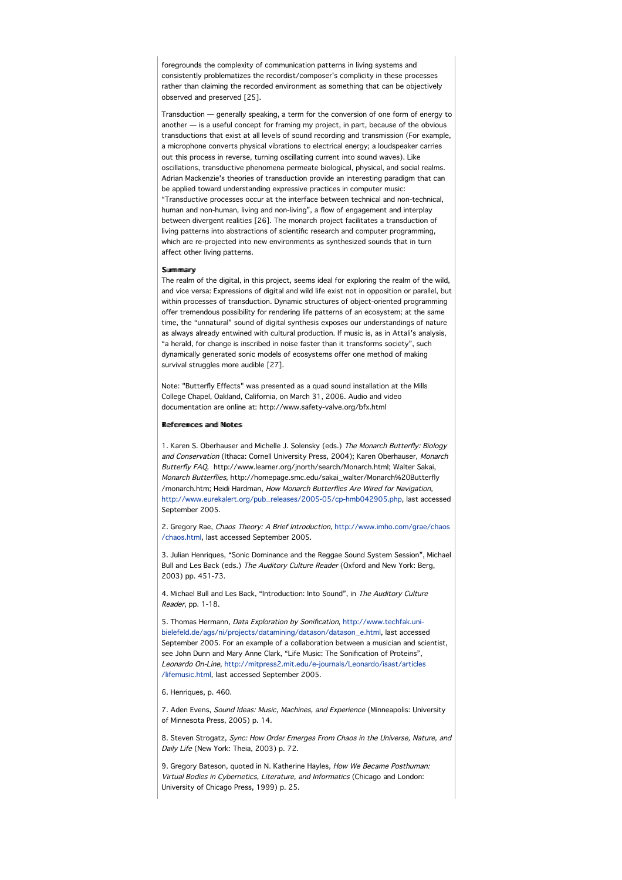foregrounds the complexity of communication patterns in living systems and consistently problematizes the recordist/composer's complicity in these processes rather than claiming the recorded environment as something that can be objectively observed and preserved [25].

Transduction — generally speaking, a term for the conversion of one form of energy to another — is a useful concept for framing my project, in part, because of the obvious transductions that exist at all levels of sound recording and transmission (For example, a microphone converts physical vibrations to electrical energy; a loudspeaker carries out this process in reverse, turning oscillating current into sound waves). Like oscillations, transductive phenomena permeate biological, physical, and social realms. Adrian Mackenzie's theories of transduction provide an interesting paradigm that can be applied toward understanding expressive practices in computer music: "Transductive processes occur at the interface between technical and non-technical, human and non-human, living and non-living", a flow of engagement and interplay between divergent realities [26]. The monarch project facilitates a transduction of living patterns into abstractions of scientific research and computer programming, which are re-projected into new environments as synthesized sounds that in turn affect other living patterns.

**Summary**

The realm of the digital, in this project, seems ideal for exploring the realm of the wild, and vice versa: Expressions of digital and wild life exist not in opposition or parallel, but within processes of transduction. Dynamic structures of object-oriented programming offer tremendous possibility for rendering life patterns of an ecosystem; at the same time, the "unnatural" sound of digital synthesis exposes our understandings of nature as always already entwined with cultural production. If music is, as in Attali's analysis, "a herald, for change is inscribed in noise faster than it transforms society", such dynamically generated sonic models of ecosystems offer one method of making survival struggles more audible [27].

Note: "Butterfly Effects" was presented as a quad sound installation at the Mills College Chapel, Oakland, California, on March 31, 2006. Audio and video documentation are online at: http://www.safety-valve.org/bfx.html

**References and Notes**

1. Karen S. Oberhauser and Michelle J. Solensky (eds.) *The Monarch Butterfly: Biology and Conservation* (Ithaca: Cornell University Press, 2004); Karen Oberhauser, *Monarch Butterfly FAQ*, http://www.learner.org/jnorth/search/Monarch.html; Walter Sakai, *Monarch Butterflies*, http://homepage.smc.edu/sakai_walter/Monarch%20Butterfly/monarch.htm; Heidi Hardman, *How Monarch Butterflies Are Wired for Navigation*, http://www.eurekalert.org/pub_releases/2005-05/cp-hmb042905.php, last accessed September 2005.

2. Gregory Rae, *Chaos Theory: A Brief Introduction*, http://www.imho.com/grae/chaos/chaos.html, last accessed September 2005.

3. Julian Henriques, "Sonic Dominance and the Reggae Sound System Session", Michael Bull and Les Back (eds.) *The Auditory Culture Reader* (Oxford and New York: Berg, 2003) pp. 451-73.

4. Michael Bull and Les Back, "Introduction: Into Sound", in *The Auditory Culture Reader*, pp. 1-18.

5. Thomas Hermann, *Data Exploration by Sonification*, http://www.techfak.uni-bielefeld.de/ags/ni/projects/datamining/datason/datason_e.html, last accessed September 2005. For an example of a collaboration between a musician and scientist, see John Dunn and Mary Anne Clark, "Life Music: The Sonification of Proteins", *Leonardo On-Line*, http://mitpress2.mit.edu/e-journals/Leonardo/isast/articles/lifemusic.html, last accessed September 2005.

6. Henriques, p. 460.

7. Aden Evens, *Sound Ideas: Music, Machines, and Experience* (Minneapolis: University of Minnesota Press, 2005) p. 14.

8. Steven Strogatz, *Sync: How Order Emerges From Chaos in the Universe, Nature, and Daily Life* (New York: Theia, 2003) p. 72.

9. Gregory Bateson, quoted in N. Katherine Hayles, *How We Became Posthuman: Virtual Bodies in Cybernetics, Literature, and Informatics* (Chicago and London: University of Chicago Press, 1999) p. 25.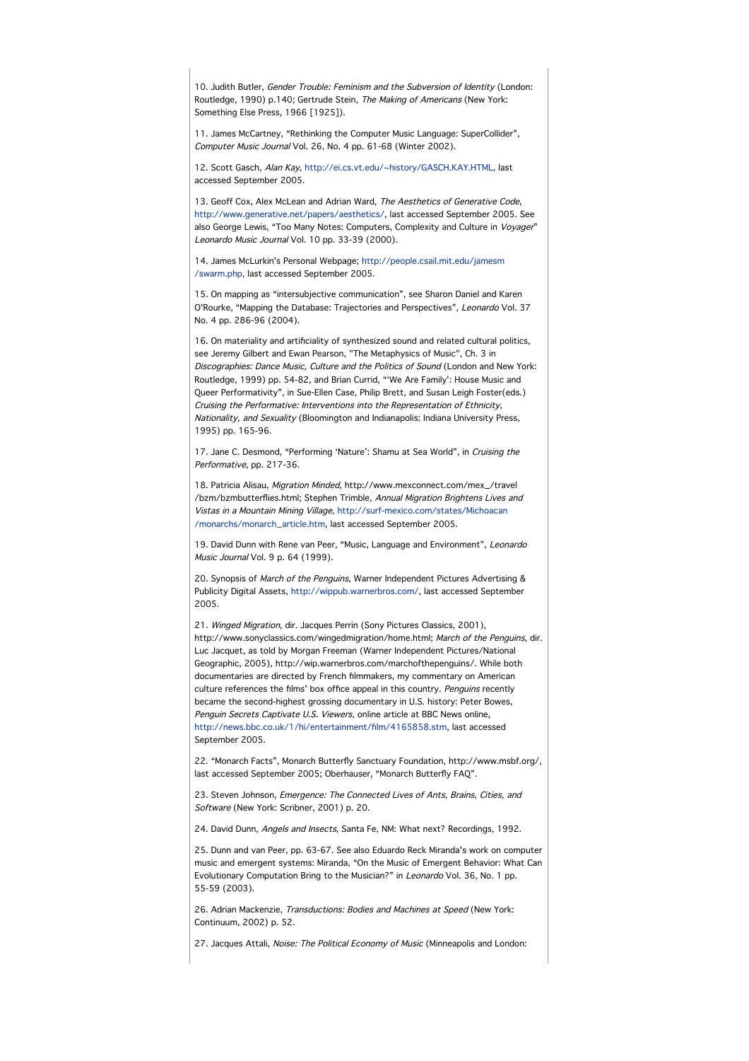10. Judith Butler, *Gender Trouble: Feminism and the Subversion of Identity* (London: Routledge, 1990) p.140; Gertrude Stein, *The Making of Americans* (New York: Something Else Press, 1966 [1925]).

11. James McCartney, "Rethinking the Computer Music Language: SuperCollider", *Computer Music Journal* Vol. 26, No. 4 pp. 61-68 (Winter 2002).

12. Scott Gasch, *Alan Kay*, http://ei.cs.vt.edu/~history/GASCH.KAY.HTML, last accessed September 2005.

13. Geoff Cox, Alex McLean and Adrian Ward, *The Aesthetics of Generative Code*, http://www.generative.net/papers/aesthetics/, last accessed September 2005. See also George Lewis, "Too Many Notes: Computers, Complexity and Culture in *Voyager*" *Leonardo Music Journal* Vol. 10 pp. 33-39 (2000).

14. James McLurkin's Personal Webpage; http://people.csail.mit.edu/jamesm/swarm.php, last accessed September 2005.

15. On mapping as "intersubjective communication", see Sharon Daniel and Karen O'Rourke, "Mapping the Database: Trajectories and Perspectives", *Leonardo* Vol. 37 No. 4 pp. 286-96 (2004).

16. On materiality and artificiality of synthesized sound and related cultural politics, see Jeremy Gilbert and Ewan Pearson, "The Metaphysics of Music", Ch. 3 in *Discographies: Dance Music, Culture and the Politics of Sound* (London and New York: Routledge, 1999) pp. 54-82, and Brian Currid, "'We Are Family': House Music and Queer Performativity", in Sue-Ellen Case, Philip Brett, and Susan Leigh Foster(eds.) *Cruising the Performative: Interventions into the Representation of Ethnicity, Nationality, and Sexuality* (Bloomington and Indianapolis: Indiana University Press, 1995) pp. 165-96.

17. Jane C. Desmond, "Performing 'Nature': Shamu at Sea World", in *Cruising the Performative*, pp. 217-36.

18. Patricia Alisau, *Migration Minded*, http://www.mexconnect.com/mex_/travel/bzm/bzmbutterflies.html; Stephen Trimble, *Annual Migration Brightens Lives and Vistas in a Mountain Mining Village,* http://surf-mexico.com/states/Michoacan/monarchs/monarch_article.htm, last accessed September 2005.

19. David Dunn with Rene van Peer, "Music, Language and Environment", *Leonardo Music Journal* Vol. 9 p. 64 (1999).

20. Synopsis of *March of the Penguins*, Warner Independent Pictures Advertising & Publicity Digital Assets, http://wippub.warnerbros.com/, last accessed September 2005.

21. *Winged Migration*, dir. Jacques Perrin (Sony Pictures Classics, 2001), http://www.sonyclassics.com/wingedmigration/home.html; *March of the Penguins*, dir. Luc Jacquet, as told by Morgan Freeman (Warner Independent Pictures/National Geographic, 2005), http://wip.warnerbros.com/marchofthepenguins/. While both documentaries are directed by French filmmakers, my commentary on American culture references the films' box office appeal in this country. *Penguins* recently became the second-highest grossing documentary in U.S. history: Peter Bowes, *Penguin Secrets Captivate U.S. Viewers*, online article at BBC News online, http://news.bbc.co.uk/1/hi/entertainment/film/4165858.stm, last accessed September 2005.

22. "Monarch Facts", Monarch Butterfly Sanctuary Foundation, http://www.msbf.org/, last accessed September 2005; Oberhauser, "Monarch Butterfly FAQ".

23. Steven Johnson, *Emergence: The Connected Lives of Ants, Brains, Cities, and Software* (New York: Scribner, 2001) p. 20.

24. David Dunn, *Angels and Insects*, Santa Fe, NM: What next? Recordings, 1992.

25. Dunn and van Peer, pp. 63-67. See also Eduardo Reck Miranda's work on computer music and emergent systems: Miranda, "On the Music of Emergent Behavior: What Can Evolutionary Computation Bring to the Musician?" in *Leonardo* Vol. 36, No. 1 pp. 55-59 (2003).

26. Adrian Mackenzie, *Transductions: Bodies and Machines at Speed* (New York: Continuum, 2002) p. 52.

27. Jacques Attali, *Noise: The Political Economy of Music* (Minneapolis and London: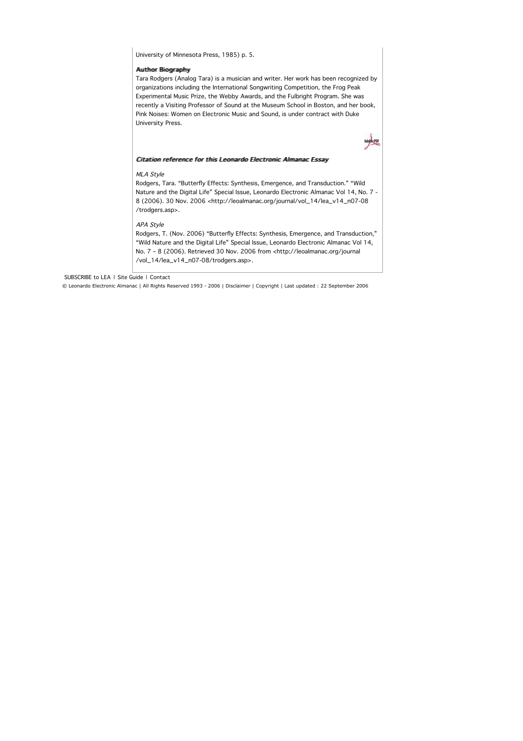University of Minnesota Press, 1985) p. 5.

**Author Biography**

Tara Rodgers (Analog Tara) is a musician and writer. Her work has been recognized by organizations including the International Songwriting Competition, the Frog Peak Experimental Music Prize, the Webby Awards, and the Fulbright Program. She was recently a Visiting Professor of Sound at the Museum School in Boston, and her book, Pink Noises: Women on Electronic Music and Sound, is under contract with Duke University Press.

***Citation reference for this Leonardo Electronic Almanac Essay***

*MLA Style*

Rodgers, Tara. “Butterfly Effects: Synthesis, Emergence, and Transduction.” “Wild Nature and the Digital Life” Special Issue, Leonardo Electronic Almanac Vol 14, No. 7 - 8 (2006). 30 Nov. 2006 <http://leoalmanac.org/journal/vol_14/lea_v14_n07-08/trodgers.asp>.

*APA Style*

Rodgers, T. (Nov. 2006) “Butterfly Effects: Synthesis, Emergence, and Transduction,” “Wild Nature and the Digital Life” Special Issue, Leonardo Electronic Almanac Vol 14, No. 7 – 8 (2006). Retrieved 30 Nov. 2006 from <http://leoalmanac.org/journal/vol_14/lea_v14_n07-08/trodgers.asp>.

SUBSCRIBE to LEA | Site Guide | Contact

© Leonardo Electronic Almanac | All Rights Reserved 1993 - 2006 | Disclaimer | Copyright | Last updated : 22 September 2006